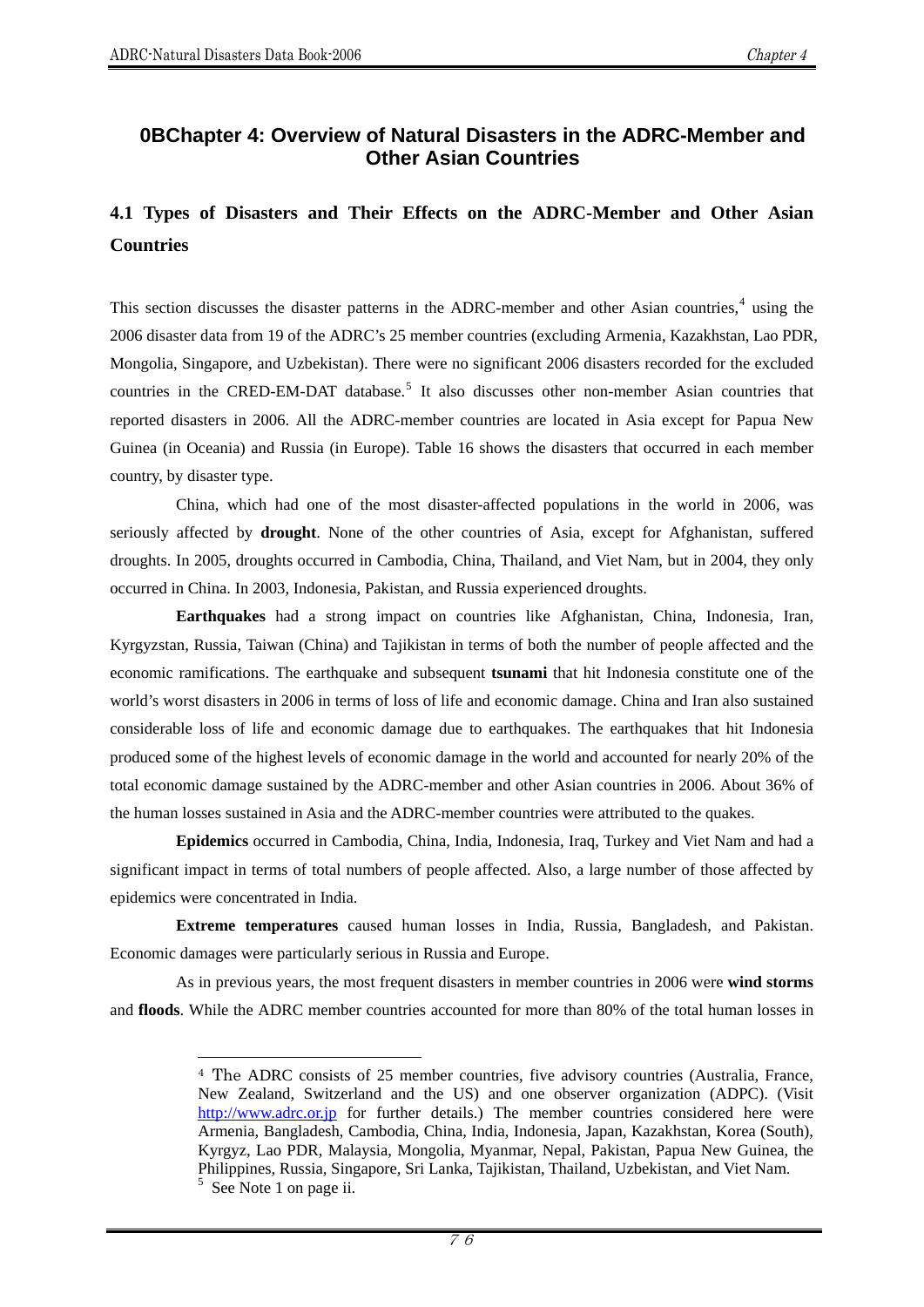# 0BChapter 4: Overview of Natural Disasters in the ADRC-Member and Other Asian Countries

## 4.1 Types of Disasters and Their Effects on the ADRC-Member and Other Asian Countries

This section discusses the disaster patterns in the ADRC-member and other Asian countries,[4] using the 2006 disaster data from 19 of the ADRC's 25 member countries (excluding Armenia, Kazakhstan, Lao PDR, Mongolia, Singapore, and Uzbekistan). There were no significant 2006 disasters recorded for the excluded countries in the CRED-EM-DAT database.[5] It also discusses other non-member Asian countries that reported disasters in 2006. All the ADRC-member countries are located in Asia except for Papua New Guinea (in Oceania) and Russia (in Europe). Table 16 shows the disasters that occurred in each member country, by disaster type.

China, which had one of the most disaster-affected populations in the world in 2006, was seriously affected by **drought**. None of the other countries of Asia, except for Afghanistan, suffered droughts. In 2005, droughts occurred in Cambodia, China, Thailand, and Viet Nam, but in 2004, they only occurred in China. In 2003, Indonesia, Pakistan, and Russia experienced droughts.

**Earthquakes** had a strong impact on countries like Afghanistan, China, Indonesia, Iran, Kyrgyzstan, Russia, Taiwan (China) and Tajikistan in terms of both the number of people affected and the economic ramifications. The earthquake and subsequent **tsunami** that hit Indonesia constitute one of the world's worst disasters in 2006 in terms of loss of life and economic damage. China and Iran also sustained considerable loss of life and economic damage due to earthquakes. The earthquakes that hit Indonesia produced some of the highest levels of economic damage in the world and accounted for nearly 20% of the total economic damage sustained by the ADRC-member and other Asian countries in 2006. About 36% of the human losses sustained in Asia and the ADRC-member countries were attributed to the quakes.

**Epidemics** occurred in Cambodia, China, India, Indonesia, Iraq, Turkey and Viet Nam and had a significant impact in terms of total numbers of people affected. Also, a large number of those affected by epidemics were concentrated in India.

**Extreme temperatures** caused human losses in India, Russia, Bangladesh, and Pakistan. Economic damages were particularly serious in Russia and Europe.

As in previous years, the most frequent disasters in member countries in 2006 were **wind storms** and **floods**. While the ADRC member countries accounted for more than 80% of the total human losses in

[4] The ADRC consists of 25 member countries, five advisory countries (Australia, France, New Zealand, Switzerland and the US) and one observer organization (ADPC). (Visit http://www.adrc.or.jp for further details.) The member countries considered here were Armenia, Bangladesh, Cambodia, China, India, Indonesia, Japan, Kazakhstan, Korea (South), Kyrgyz, Lao PDR, Malaysia, Mongolia, Myanmar, Nepal, Pakistan, Papua New Guinea, the Philippines, Russia, Singapore, Sri Lanka, Tajikistan, Thailand, Uzbekistan, and Viet Nam.

[5] See Note 1 on page ii.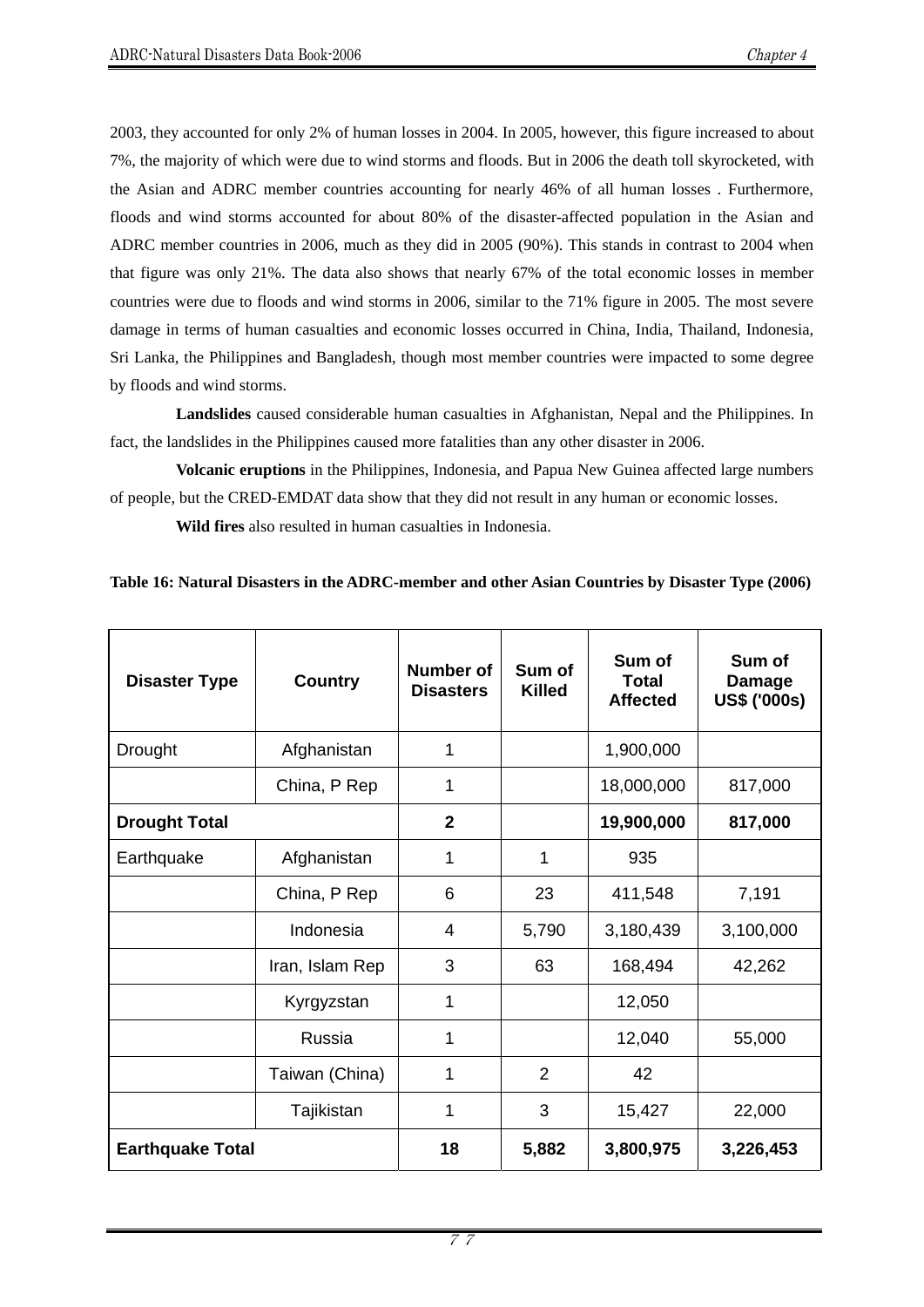2003, they accounted for only 2% of human losses in 2004. In 2005, however, this figure increased to about 7%, the majority of which were due to wind storms and floods. But in 2006 the death toll skyrocketed, with the Asian and ADRC member countries accounting for nearly 46% of all human losses . Furthermore, floods and wind storms accounted for about 80% of the disaster-affected population in the Asian and ADRC member countries in 2006, much as they did in 2005 (90%). This stands in contrast to 2004 when that figure was only 21%. The data also shows that nearly 67% of the total economic losses in member countries were due to floods and wind storms in 2006, similar to the 71% figure in 2005. The most severe damage in terms of human casualties and economic losses occurred in China, India, Thailand, Indonesia, Sri Lanka, the Philippines and Bangladesh, though most member countries were impacted to some degree by floods and wind storms.

**Landslides** caused considerable human casualties in Afghanistan, Nepal and the Philippines. In fact, the landslides in the Philippines caused more fatalities than any other disaster in 2006.

**Volcanic eruptions** in the Philippines, Indonesia, and Papua New Guinea affected large numbers of people, but the CRED-EMDAT data show that they did not result in any human or economic losses.

**Wild fires** also resulted in human casualties in Indonesia.

**Table 16: Natural Disasters in the ADRC-member and other Asian Countries by Disaster Type (2006)**

| Disaster Type | Country | Number of Disasters | Sum of Killed | Sum of Total Affected | Sum of Damage US$ ('000s) |
|---|---|---|---|---|---|
| Drought | Afghanistan | 1 | | 1,900,000 | |
| | China, P Rep | 1 | | 18,000,000 | 817,000 |
| **Drought Total** | | **2** | | **19,900,000** | **817,000** |
| Earthquake | Afghanistan | 1 | 1 | 935 | |
| | China, P Rep | 6 | 23 | 411,548 | 7,191 |
| | Indonesia | 4 | 5,790 | 3,180,439 | 3,100,000 |
| | Iran, Islam Rep | 3 | 63 | 168,494 | 42,262 |
| | Kyrgyzstan | 1 | | 12,050 | |
| | Russia | 1 | | 12,040 | 55,000 |
| | Taiwan (China) | 1 | 2 | 42 | |
| | Tajikistan | 1 | 3 | 15,427 | 22,000 |
| **Earthquake Total** | | **18** | **5,882** | **3,800,975** | **3,226,453** |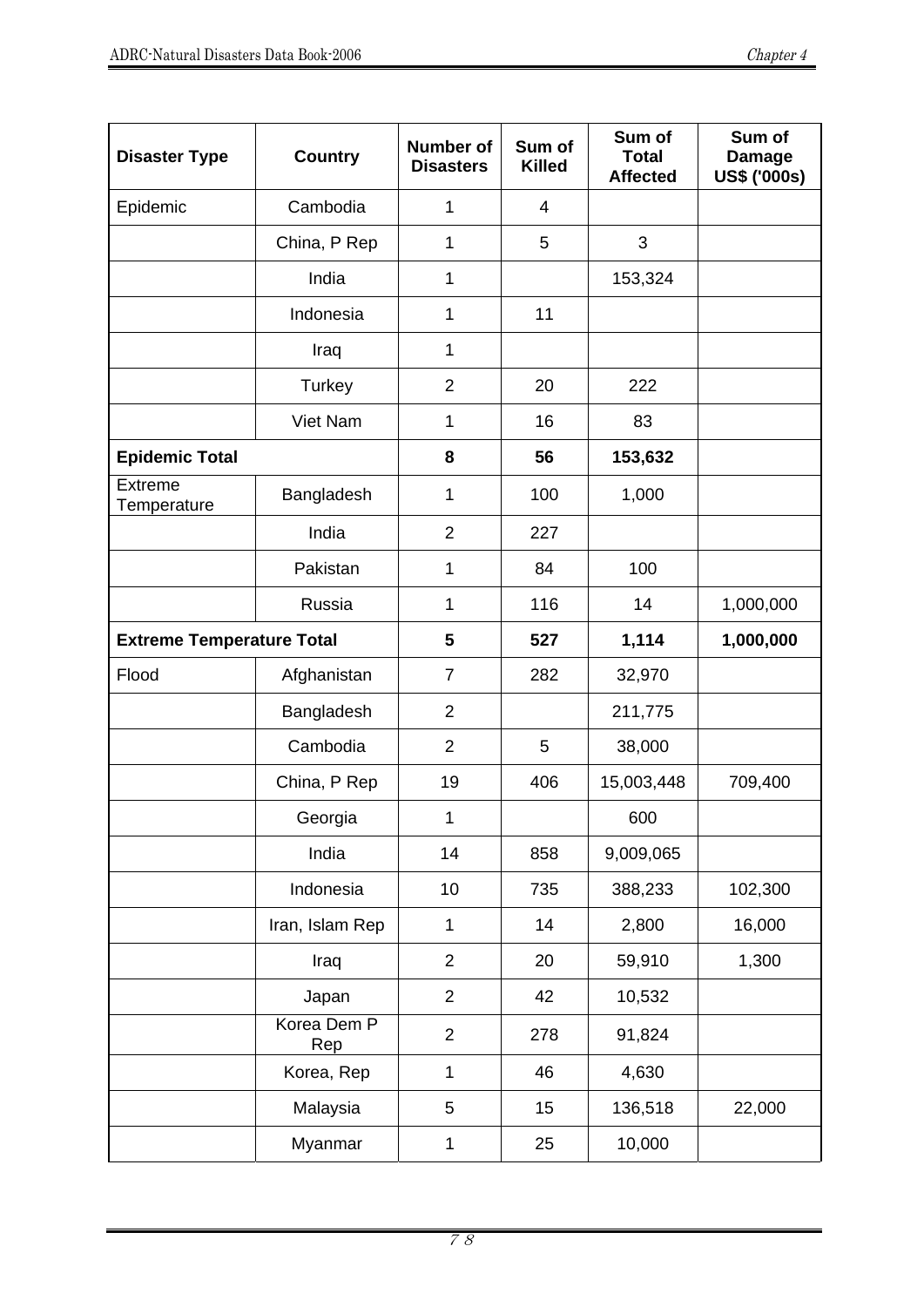| Disaster Type | Country | Number of Disasters | Sum of Killed | Sum of Total Affected | Sum of Damage US$ ('000s) |
|---|---|---|---|---|---|
| Epidemic | Cambodia | 1 | 4 | | |
| | China, P Rep | 1 | 5 | 3 | |
| | India | 1 | | 153,324 | |
| | Indonesia | 1 | 11 | | |
| | Iraq | 1 | | | |
| | Turkey | 2 | 20 | 222 | |
| | Viet Nam | 1 | 16 | 83 | |
| **Epidemic Total** | | **8** | **56** | **153,632** | |
| Extreme Temperature | Bangladesh | 1 | 100 | 1,000 | |
| | India | 2 | 227 | | |
| | Pakistan | 1 | 84 | 100 | |
| | Russia | 1 | 116 | 14 | 1,000,000 |
| **Extreme Temperature Total** | | **5** | **527** | **1,114** | **1,000,000** |
| Flood | Afghanistan | 7 | 282 | 32,970 | |
| | Bangladesh | 2 | | 211,775 | |
| | Cambodia | 2 | 5 | 38,000 | |
| | China, P Rep | 19 | 406 | 15,003,448 | 709,400 |
| | Georgia | 1 | | 600 | |
| | India | 14 | 858 | 9,009,065 | |
| | Indonesia | 10 | 735 | 388,233 | 102,300 |
| | Iran, Islam Rep | 1 | 14 | 2,800 | 16,000 |
| | Iraq | 2 | 20 | 59,910 | 1,300 |
| | Japan | 2 | 42 | 10,532 | |
| | Korea Dem P Rep | 2 | 278 | 91,824 | |
| | Korea, Rep | 1 | 46 | 4,630 | |
| | Malaysia | 5 | 15 | 136,518 | 22,000 |
| | Myanmar | 1 | 25 | 10,000 | |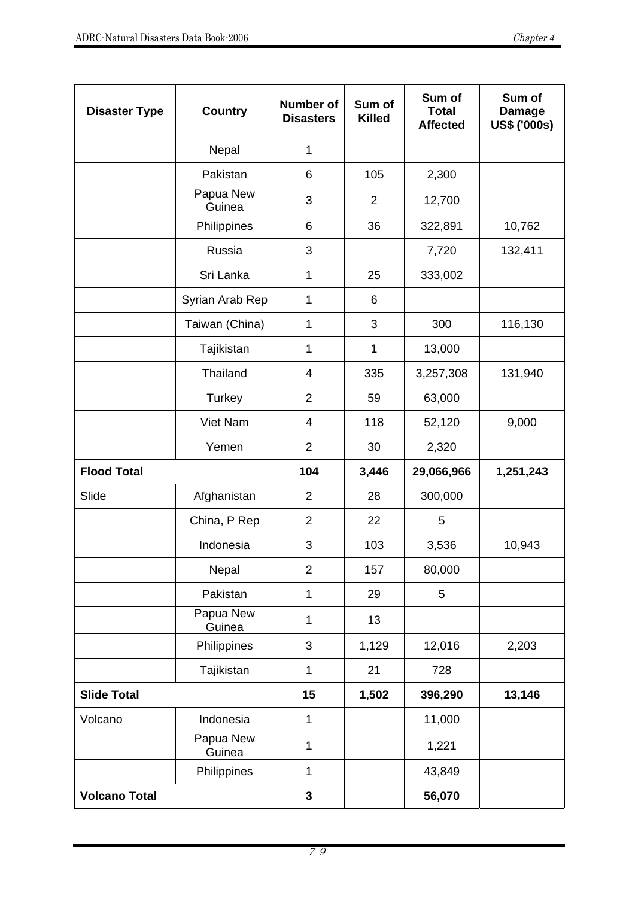| Disaster Type | Country | Number of Disasters | Sum of Killed | Sum of Total Affected | Sum of Damage US$ ('000s) |
|---|---|---|---|---|---|
| | Nepal | 1 | | | |
| | Pakistan | 6 | 105 | 2,300 | |
| | Papua New Guinea | 3 | 2 | 12,700 | |
| | Philippines | 6 | 36 | 322,891 | 10,762 |
| | Russia | 3 | | 7,720 | 132,411 |
| | Sri Lanka | 1 | 25 | 333,002 | |
| | Syrian Arab Rep | 1 | 6 | | |
| | Taiwan (China) | 1 | 3 | 300 | 116,130 |
| | Tajikistan | 1 | 1 | 13,000 | |
| | Thailand | 4 | 335 | 3,257,308 | 131,940 |
| | Turkey | 2 | 59 | 63,000 | |
| | Viet Nam | 4 | 118 | 52,120 | 9,000 |
| | Yemen | 2 | 30 | 2,320 | |
| **Flood Total** | | **104** | **3,446** | **29,066,966** | **1,251,243** |
| Slide | Afghanistan | 2 | 28 | 300,000 | |
| | China, P Rep | 2 | 22 | 5 | |
| | Indonesia | 3 | 103 | 3,536 | 10,943 |
| | Nepal | 2 | 157 | 80,000 | |
| | Pakistan | 1 | 29 | 5 | |
| | Papua New Guinea | 1 | 13 | | |
| | Philippines | 3 | 1,129 | 12,016 | 2,203 |
| | Tajikistan | 1 | 21 | 728 | |
| **Slide Total** | | **15** | **1,502** | **396,290** | **13,146** |
| Volcano | Indonesia | 1 | | 11,000 | |
| | Papua New Guinea | 1 | | 1,221 | |
| | Philippines | 1 | | 43,849 | |
| **Volcano Total** | | **3** | | **56,070** | |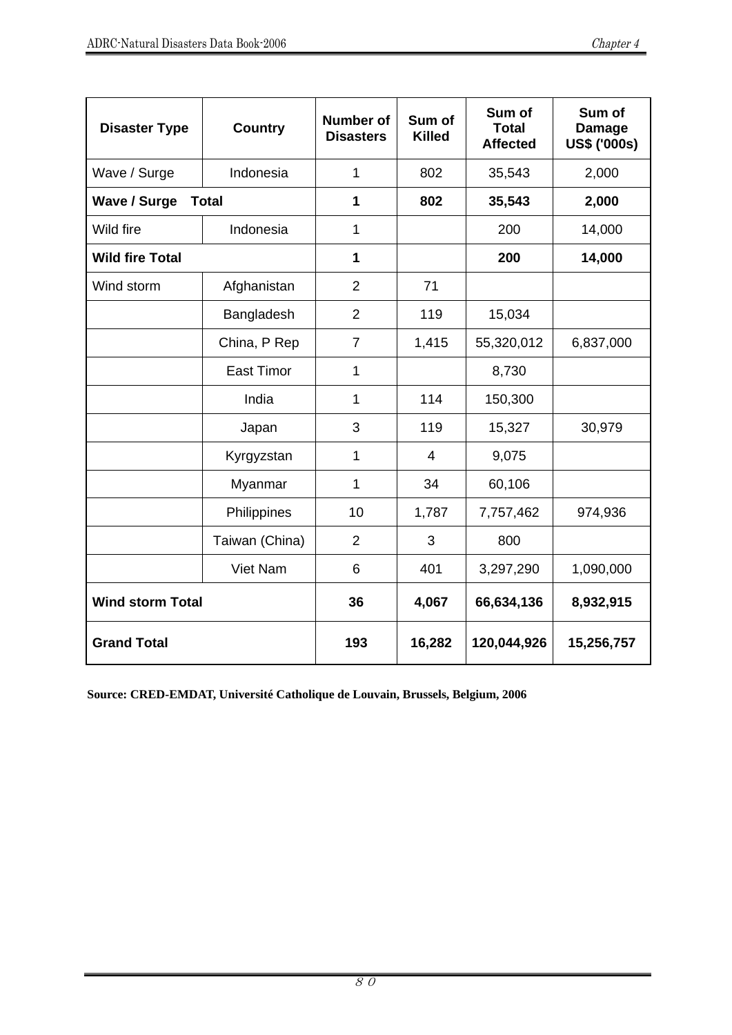| Disaster Type | Country | Number of Disasters | Sum of Killed | Sum of Total Affected | Sum of Damage US$ ('000s) |
|---|---|---|---|---|---|
| Wave / Surge | Indonesia | 1 | 802 | 35,543 | 2,000 |
| **Wave / Surge Total** | | **1** | **802** | **35,543** | **2,000** |
| Wild fire | Indonesia | 1 | | 200 | 14,000 |
| **Wild fire Total** | | **1** | | **200** | **14,000** |
| Wind storm | Afghanistan | 2 | 71 | | |
| | Bangladesh | 2 | 119 | 15,034 | |
| | China, P Rep | 7 | 1,415 | 55,320,012 | 6,837,000 |
| | East Timor | 1 | | 8,730 | |
| | India | 1 | 114 | 150,300 | |
| | Japan | 3 | 119 | 15,327 | 30,979 |
| | Kyrgyzstan | 1 | 4 | 9,075 | |
| | Myanmar | 1 | 34 | 60,106 | |
| | Philippines | 10 | 1,787 | 7,757,462 | 974,936 |
| | Taiwan (China) | 2 | 3 | 800 | |
| | Viet Nam | 6 | 401 | 3,297,290 | 1,090,000 |
| **Wind storm Total** | | **36** | **4,067** | **66,634,136** | **8,932,915** |
| **Grand Total** | | **193** | **16,282** | **120,044,926** | **15,256,757** |

**Source: CRED-EMDAT, Université Catholique de Louvain, Brussels, Belgium, 2006**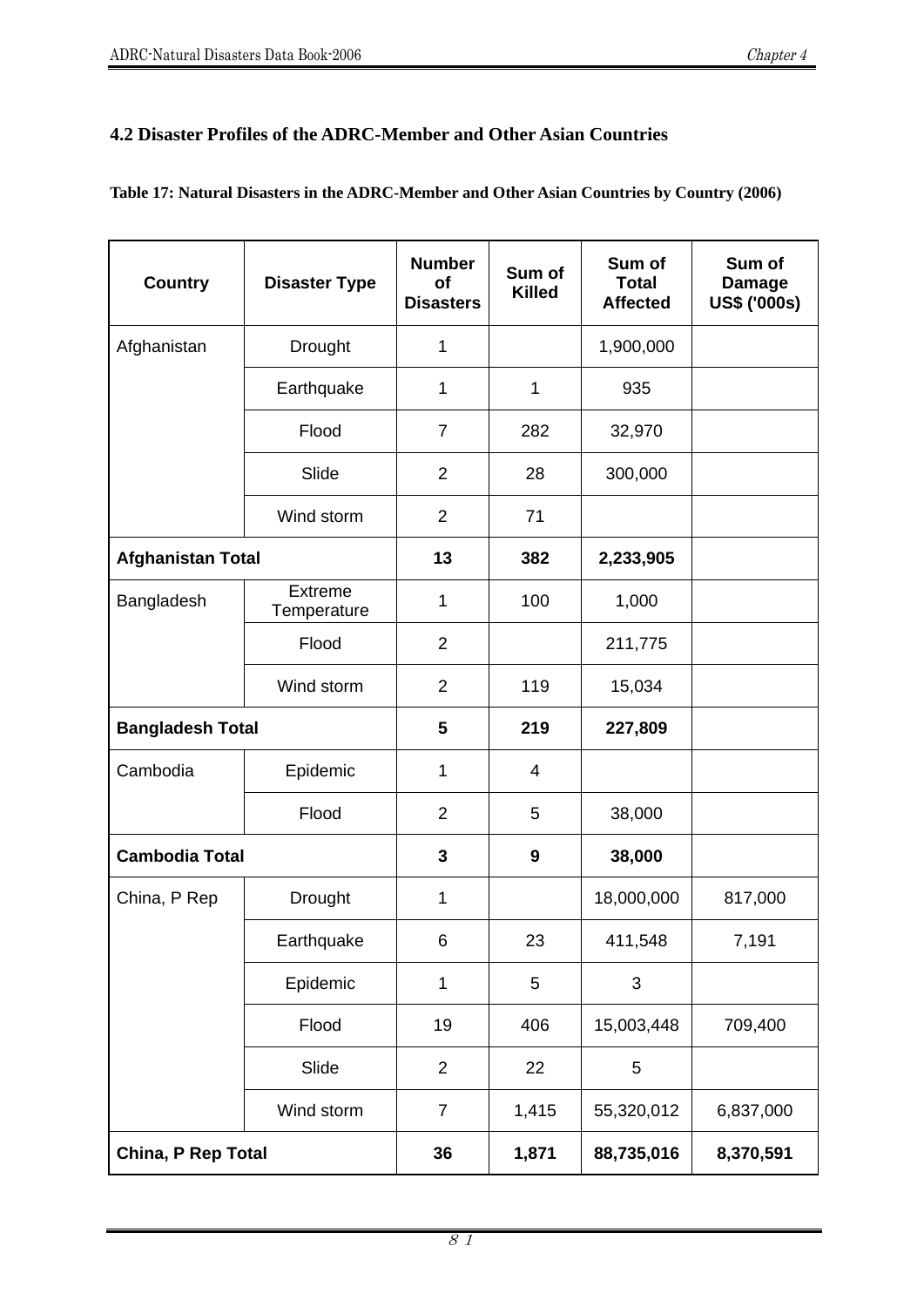## 4.2 Disaster Profiles of the ADRC-Member and Other Asian Countries

**Table 17: Natural Disasters in the ADRC-Member and Other Asian Countries by Country (2006)**

| Country | Disaster Type | Number of Disasters | Sum of Killed | Sum of Total Affected | Sum of Damage US$ ('000s) |
|---|---|---|---|---|---|
| Afghanistan | Drought | 1 | | 1,900,000 | |
| | Earthquake | 1 | 1 | 935 | |
| | Flood | 7 | 282 | 32,970 | |
| | Slide | 2 | 28 | 300,000 | |
| | Wind storm | 2 | 71 | | |
| **Afghanistan Total** | | **13** | **382** | **2,233,905** | |
| Bangladesh | Extreme Temperature | 1 | 100 | 1,000 | |
| | Flood | 2 | | 211,775 | |
| | Wind storm | 2 | 119 | 15,034 | |
| **Bangladesh Total** | | **5** | **219** | **227,809** | |
| Cambodia | Epidemic | 1 | 4 | | |
| | Flood | 2 | 5 | 38,000 | |
| **Cambodia Total** | | **3** | **9** | **38,000** | |
| China, P Rep | Drought | 1 | | 18,000,000 | 817,000 |
| | Earthquake | 6 | 23 | 411,548 | 7,191 |
| | Epidemic | 1 | 5 | 3 | |
| | Flood | 19 | 406 | 15,003,448 | 709,400 |
| | Slide | 2 | 22 | 5 | |
| | Wind storm | 7 | 1,415 | 55,320,012 | 6,837,000 |
| **China, P Rep Total** | | **36** | **1,871** | **88,735,016** | **8,370,591** |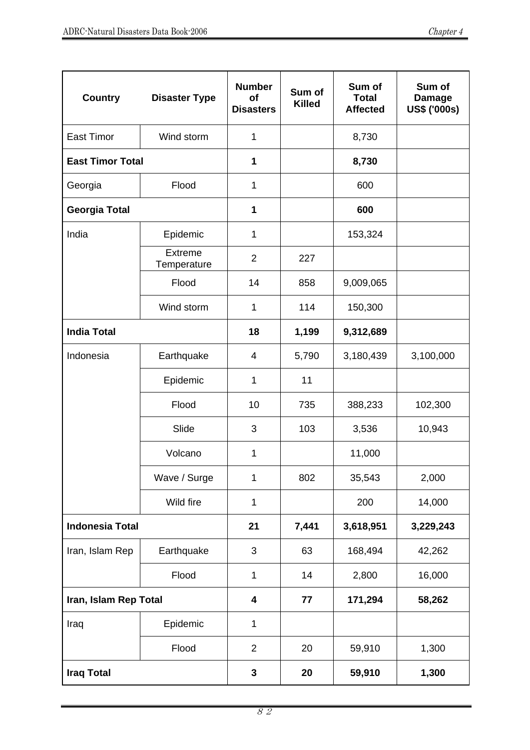| Country | Disaster Type | Number of Disasters | Sum of Killed | Sum of Total Affected | Sum of Damage US$ ('000s) |
|---|---|---|---|---|---|
| East Timor | Wind storm | 1 | | 8,730 | |
| **East Timor Total** | | **1** | | **8,730** | |
| Georgia | Flood | 1 | | 600 | |
| **Georgia Total** | | **1** | | **600** | |
| India | Epidemic | 1 | | 153,324 | |
| | Extreme Temperature | 2 | 227 | | |
| | Flood | 14 | 858 | 9,009,065 | |
| | Wind storm | 1 | 114 | 150,300 | |
| **India Total** | | **18** | **1,199** | **9,312,689** | |
| Indonesia | Earthquake | 4 | 5,790 | 3,180,439 | 3,100,000 |
| | Epidemic | 1 | 11 | | |
| | Flood | 10 | 735 | 388,233 | 102,300 |
| | Slide | 3 | 103 | 3,536 | 10,943 |
| | Volcano | 1 | | 11,000 | |
| | Wave / Surge | 1 | 802 | 35,543 | 2,000 |
| | Wild fire | 1 | | 200 | 14,000 |
| **Indonesia Total** | | **21** | **7,441** | **3,618,951** | **3,229,243** |
| Iran, Islam Rep | Earthquake | 3 | 63 | 168,494 | 42,262 |
| | Flood | 1 | 14 | 2,800 | 16,000 |
| **Iran, Islam Rep Total** | | **4** | **77** | **171,294** | **58,262** |
| Iraq | Epidemic | 1 | | | |
| | Flood | 2 | 20 | 59,910 | 1,300 |
| **Iraq Total** | | **3** | **20** | **59,910** | **1,300** |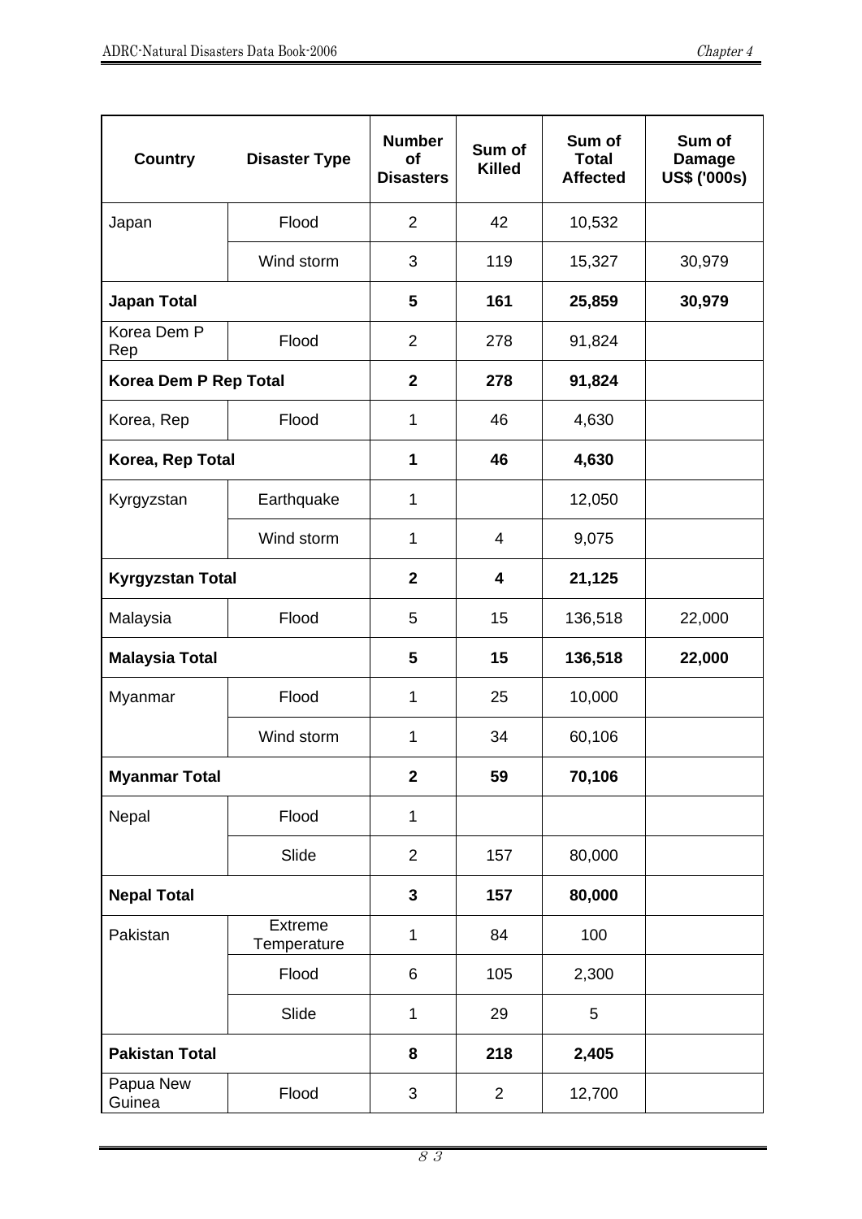| Country | Disaster Type | Number of Disasters | Sum of Killed | Sum of Total Affected | Sum of Damage US$ ('000s) |
|---|---|---|---|---|---|
| Japan | Flood | 2 | 42 | 10,532 | |
| | Wind storm | 3 | 119 | 15,327 | 30,979 |
| **Japan Total** | | **5** | **161** | **25,859** | **30,979** |
| Korea Dem P Rep | Flood | 2 | 278 | 91,824 | |
| **Korea Dem P Rep Total** | | **2** | **278** | **91,824** | |
| Korea, Rep | Flood | 1 | 46 | 4,630 | |
| **Korea, Rep Total** | | **1** | **46** | **4,630** | |
| Kyrgyzstan | Earthquake | 1 | | 12,050 | |
| | Wind storm | 1 | 4 | 9,075 | |
| **Kyrgyzstan Total** | | **2** | **4** | **21,125** | |
| Malaysia | Flood | 5 | 15 | 136,518 | 22,000 |
| **Malaysia Total** | | **5** | **15** | **136,518** | **22,000** |
| Myanmar | Flood | 1 | 25 | 10,000 | |
| | Wind storm | 1 | 34 | 60,106 | |
| **Myanmar Total** | | **2** | **59** | **70,106** | |
| Nepal | Flood | 1 | | | |
| | Slide | 2 | 157 | 80,000 | |
| **Nepal Total** | | **3** | **157** | **80,000** | |
| Pakistan | Extreme Temperature | 1 | 84 | 100 | |
| | Flood | 6 | 105 | 2,300 | |
| | Slide | 1 | 29 | 5 | |
| **Pakistan Total** | | **8** | **218** | **2,405** | |
| Papua New Guinea | Flood | 3 | 2 | 12,700 | |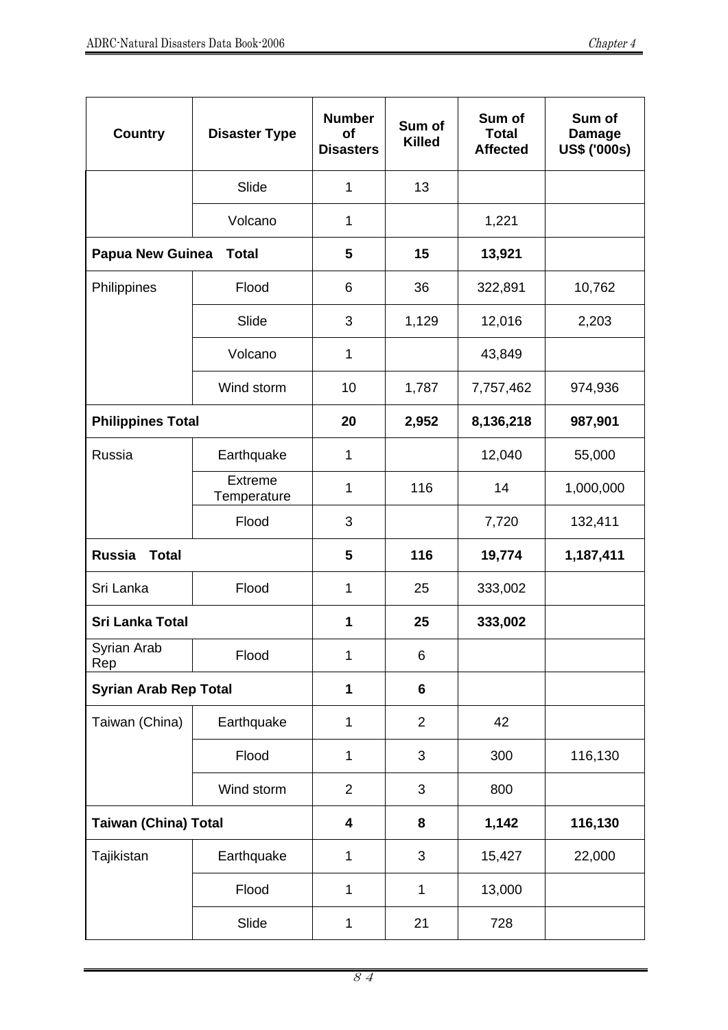| Country | Disaster Type | Number of Disasters | Sum of Killed | Sum of Total Affected | Sum of Damage US$ ('000s) |
|---|---|---|---|---|---|
| | Slide | 1 | 13 | | |
| | Volcano | 1 | | 1,221 | |
| **Papua New Guinea Total** | | **5** | **15** | **13,921** | |
| Philippines | Flood | 6 | 36 | 322,891 | 10,762 |
| | Slide | 3 | 1,129 | 12,016 | 2,203 |
| | Volcano | 1 | | 43,849 | |
| | Wind storm | 10 | 1,787 | 7,757,462 | 974,936 |
| **Philippines Total** | | **20** | **2,952** | **8,136,218** | **987,901** |
| Russia | Earthquake | 1 | | 12,040 | 55,000 |
| | Extreme Temperature | 1 | 116 | 14 | 1,000,000 |
| | Flood | 3 | | 7,720 | 132,411 |
| **Russia Total** | | **5** | **116** | **19,774** | **1,187,411** |
| Sri Lanka | Flood | 1 | 25 | 333,002 | |
| **Sri Lanka Total** | | **1** | **25** | **333,002** | |
| Syrian Arab Rep | Flood | 1 | 6 | | |
| **Syrian Arab Rep Total** | | **1** | **6** | | |
| Taiwan (China) | Earthquake | 1 | 2 | 42 | |
| | Flood | 1 | 3 | 300 | 116,130 |
| | Wind storm | 2 | 3 | 800 | |
| **Taiwan (China) Total** | | **4** | **8** | **1,142** | **116,130** |
| Tajikistan | Earthquake | 1 | 3 | 15,427 | 22,000 |
| | Flood | 1 | 1 | 13,000 | |
| | Slide | 1 | 21 | 728 | |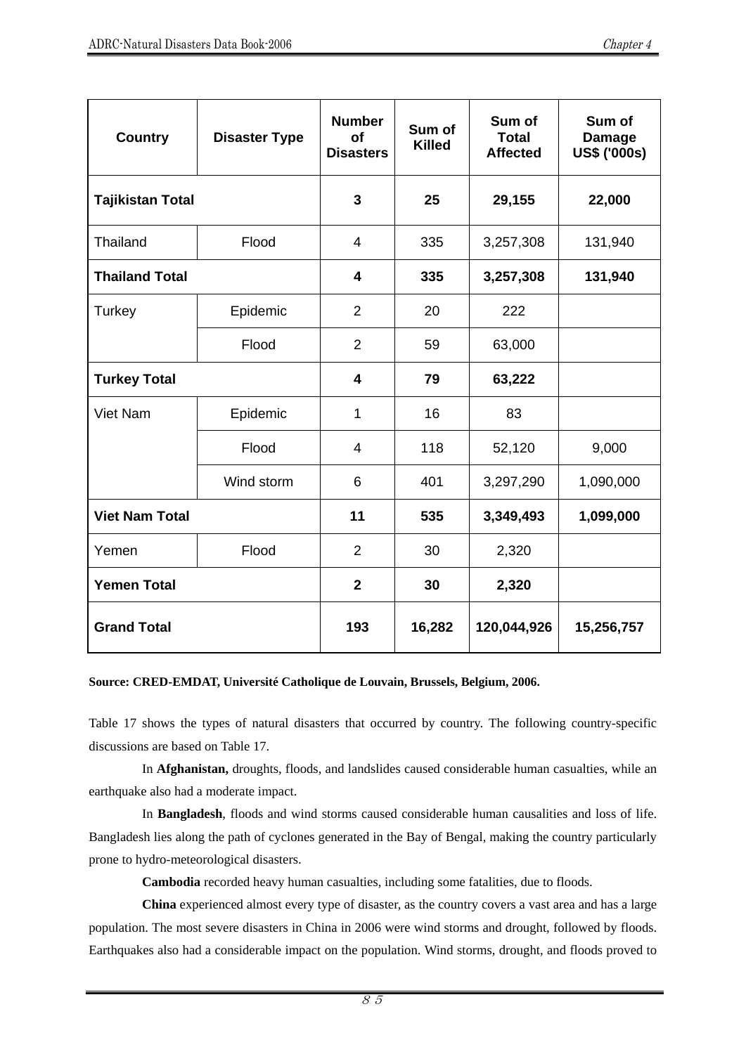| Country | Disaster Type | Number of Disasters | Sum of Killed | Sum of Total Affected | Sum of Damage US$ ('000s) |
|---|---|---|---|---|---|
| **Tajikistan Total** | | **3** | **25** | **29,155** | **22,000** |
| Thailand | Flood | 4 | 335 | 3,257,308 | 131,940 |
| **Thailand Total** | | **4** | **335** | **3,257,308** | **131,940** |
| Turkey | Epidemic | 2 | 20 | 222 | |
| | Flood | 2 | 59 | 63,000 | |
| **Turkey Total** | | **4** | **79** | **63,222** | |
| Viet Nam | Epidemic | 1 | 16 | 83 | |
| | Flood | 4 | 118 | 52,120 | 9,000 |
| | Wind storm | 6 | 401 | 3,297,290 | 1,090,000 |
| **Viet Nam Total** | | **11** | **535** | **3,349,493** | **1,099,000** |
| Yemen | Flood | 2 | 30 | 2,320 | |
| **Yemen Total** | | **2** | **30** | **2,320** | |
| **Grand Total** | | **193** | **16,282** | **120,044,926** | **15,256,757** |

**Source: CRED-EMDAT, Université Catholique de Louvain, Brussels, Belgium, 2006.**

Table 17 shows the types of natural disasters that occurred by country. The following country-specific discussions are based on Table 17.

In **Afghanistan,** droughts, floods, and landslides caused considerable human casualties, while an earthquake also had a moderate impact.

In **Bangladesh**, floods and wind storms caused considerable human causalities and loss of life. Bangladesh lies along the path of cyclones generated in the Bay of Bengal, making the country particularly prone to hydro-meteorological disasters.

**Cambodia** recorded heavy human casualties, including some fatalities, due to floods.

**China** experienced almost every type of disaster, as the country covers a vast area and has a large population. The most severe disasters in China in 2006 were wind storms and drought, followed by floods. Earthquakes also had a considerable impact on the population. Wind storms, drought, and floods proved to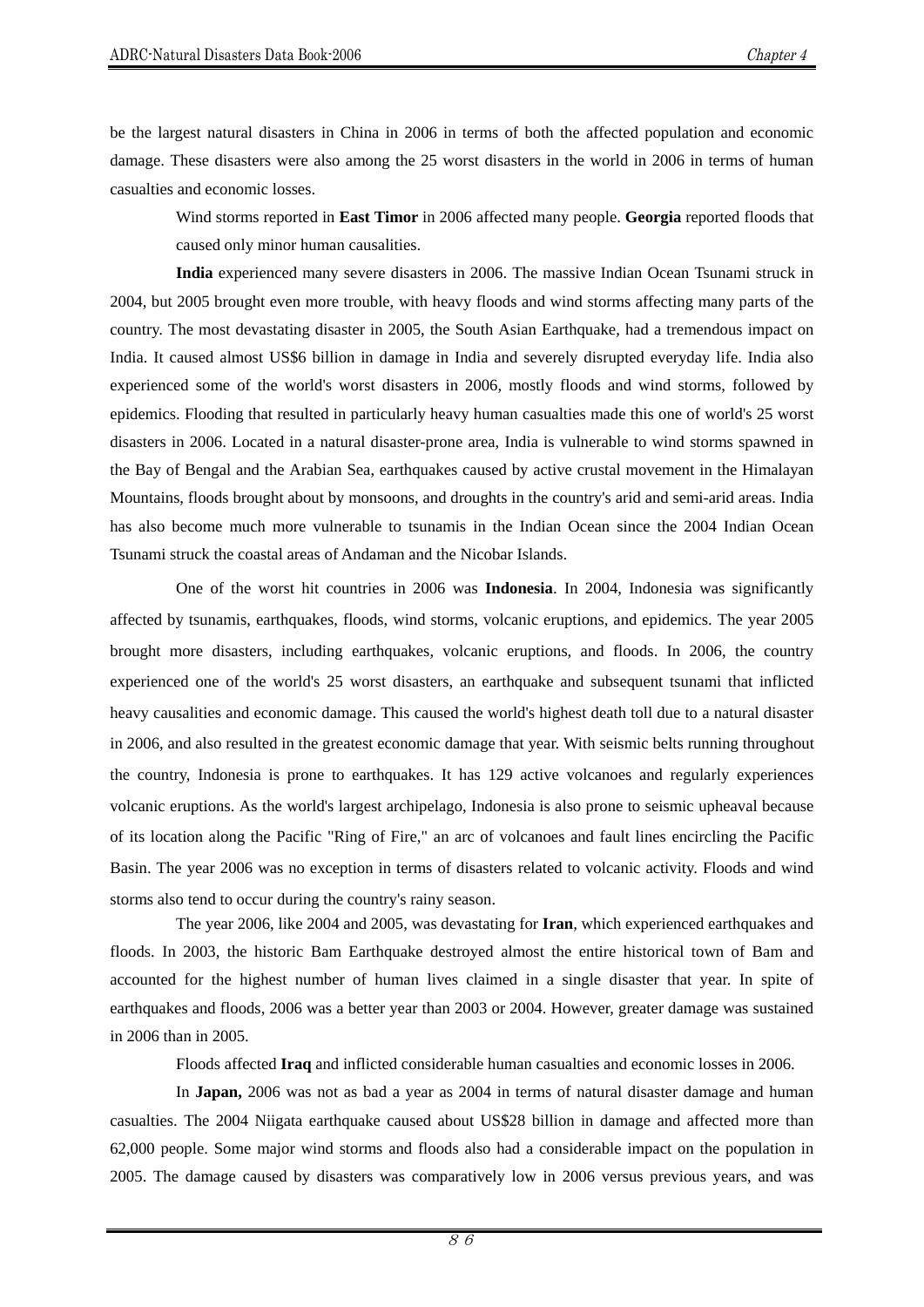be the largest natural disasters in China in 2006 in terms of both the affected population and economic damage. These disasters were also among the 25 worst disasters in the world in 2006 in terms of human casualties and economic losses.

Wind storms reported in **East Timor** in 2006 affected many people. **Georgia** reported floods that caused only minor human causalities.

**India** experienced many severe disasters in 2006. The massive Indian Ocean Tsunami struck in 2004, but 2005 brought even more trouble, with heavy floods and wind storms affecting many parts of the country. The most devastating disaster in 2005, the South Asian Earthquake, had a tremendous impact on India. It caused almost US$6 billion in damage in India and severely disrupted everyday life. India also experienced some of the world's worst disasters in 2006, mostly floods and wind storms, followed by epidemics. Flooding that resulted in particularly heavy human casualties made this one of world's 25 worst disasters in 2006. Located in a natural disaster-prone area, India is vulnerable to wind storms spawned in the Bay of Bengal and the Arabian Sea, earthquakes caused by active crustal movement in the Himalayan Mountains, floods brought about by monsoons, and droughts in the country's arid and semi-arid areas. India has also become much more vulnerable to tsunamis in the Indian Ocean since the 2004 Indian Ocean Tsunami struck the coastal areas of Andaman and the Nicobar Islands.

One of the worst hit countries in 2006 was **Indonesia**. In 2004, Indonesia was significantly affected by tsunamis, earthquakes, floods, wind storms, volcanic eruptions, and epidemics. The year 2005 brought more disasters, including earthquakes, volcanic eruptions, and floods. In 2006, the country experienced one of the world's 25 worst disasters, an earthquake and subsequent tsunami that inflicted heavy causalities and economic damage. This caused the world's highest death toll due to a natural disaster in 2006, and also resulted in the greatest economic damage that year. With seismic belts running throughout the country, Indonesia is prone to earthquakes. It has 129 active volcanoes and regularly experiences volcanic eruptions. As the world's largest archipelago, Indonesia is also prone to seismic upheaval because of its location along the Pacific "Ring of Fire," an arc of volcanoes and fault lines encircling the Pacific Basin. The year 2006 was no exception in terms of disasters related to volcanic activity. Floods and wind storms also tend to occur during the country's rainy season.

The year 2006, like 2004 and 2005, was devastating for **Iran**, which experienced earthquakes and floods. In 2003, the historic Bam Earthquake destroyed almost the entire historical town of Bam and accounted for the highest number of human lives claimed in a single disaster that year. In spite of earthquakes and floods, 2006 was a better year than 2003 or 2004. However, greater damage was sustained in 2006 than in 2005.

Floods affected **Iraq** and inflicted considerable human casualties and economic losses in 2006.

In **Japan,** 2006 was not as bad a year as 2004 in terms of natural disaster damage and human casualties. The 2004 Niigata earthquake caused about US$28 billion in damage and affected more than 62,000 people. Some major wind storms and floods also had a considerable impact on the population in 2005. The damage caused by disasters was comparatively low in 2006 versus previous years, and was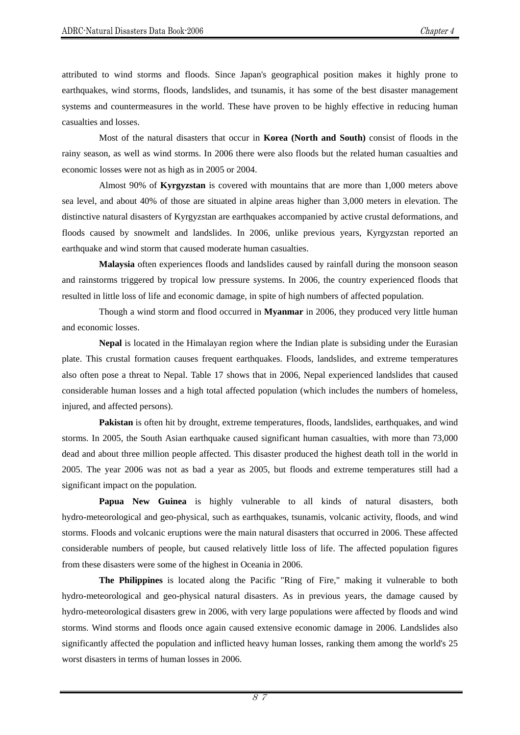attributed to wind storms and floods. Since Japan's geographical position makes it highly prone to earthquakes, wind storms, floods, landslides, and tsunamis, it has some of the best disaster management systems and countermeasures in the world. These have proven to be highly effective in reducing human casualties and losses.

Most of the natural disasters that occur in **Korea (North and South)** consist of floods in the rainy season, as well as wind storms. In 2006 there were also floods but the related human casualties and economic losses were not as high as in 2005 or 2004.

Almost 90% of **Kyrgyzstan** is covered with mountains that are more than 1,000 meters above sea level, and about 40% of those are situated in alpine areas higher than 3,000 meters in elevation. The distinctive natural disasters of Kyrgyzstan are earthquakes accompanied by active crustal deformations, and floods caused by snowmelt and landslides. In 2006, unlike previous years, Kyrgyzstan reported an earthquake and wind storm that caused moderate human casualties.

**Malaysia** often experiences floods and landslides caused by rainfall during the monsoon season and rainstorms triggered by tropical low pressure systems. In 2006, the country experienced floods that resulted in little loss of life and economic damage, in spite of high numbers of affected population.

Though a wind storm and flood occurred in **Myanmar** in 2006, they produced very little human and economic losses.

**Nepal** is located in the Himalayan region where the Indian plate is subsiding under the Eurasian plate. This crustal formation causes frequent earthquakes. Floods, landslides, and extreme temperatures also often pose a threat to Nepal. Table 17 shows that in 2006, Nepal experienced landslides that caused considerable human losses and a high total affected population (which includes the numbers of homeless, injured, and affected persons).

**Pakistan** is often hit by drought, extreme temperatures, floods, landslides, earthquakes, and wind storms. In 2005, the South Asian earthquake caused significant human casualties, with more than 73,000 dead and about three million people affected. This disaster produced the highest death toll in the world in 2005. The year 2006 was not as bad a year as 2005, but floods and extreme temperatures still had a significant impact on the population.

**Papua New Guinea** is highly vulnerable to all kinds of natural disasters, both hydro-meteorological and geo-physical, such as earthquakes, tsunamis, volcanic activity, floods, and wind storms. Floods and volcanic eruptions were the main natural disasters that occurred in 2006. These affected considerable numbers of people, but caused relatively little loss of life. The affected population figures from these disasters were some of the highest in Oceania in 2006.

**The Philippines** is located along the Pacific "Ring of Fire," making it vulnerable to both hydro-meteorological and geo-physical natural disasters. As in previous years, the damage caused by hydro-meteorological disasters grew in 2006, with very large populations were affected by floods and wind storms. Wind storms and floods once again caused extensive economic damage in 2006. Landslides also significantly affected the population and inflicted heavy human losses, ranking them among the world's 25 worst disasters in terms of human losses in 2006.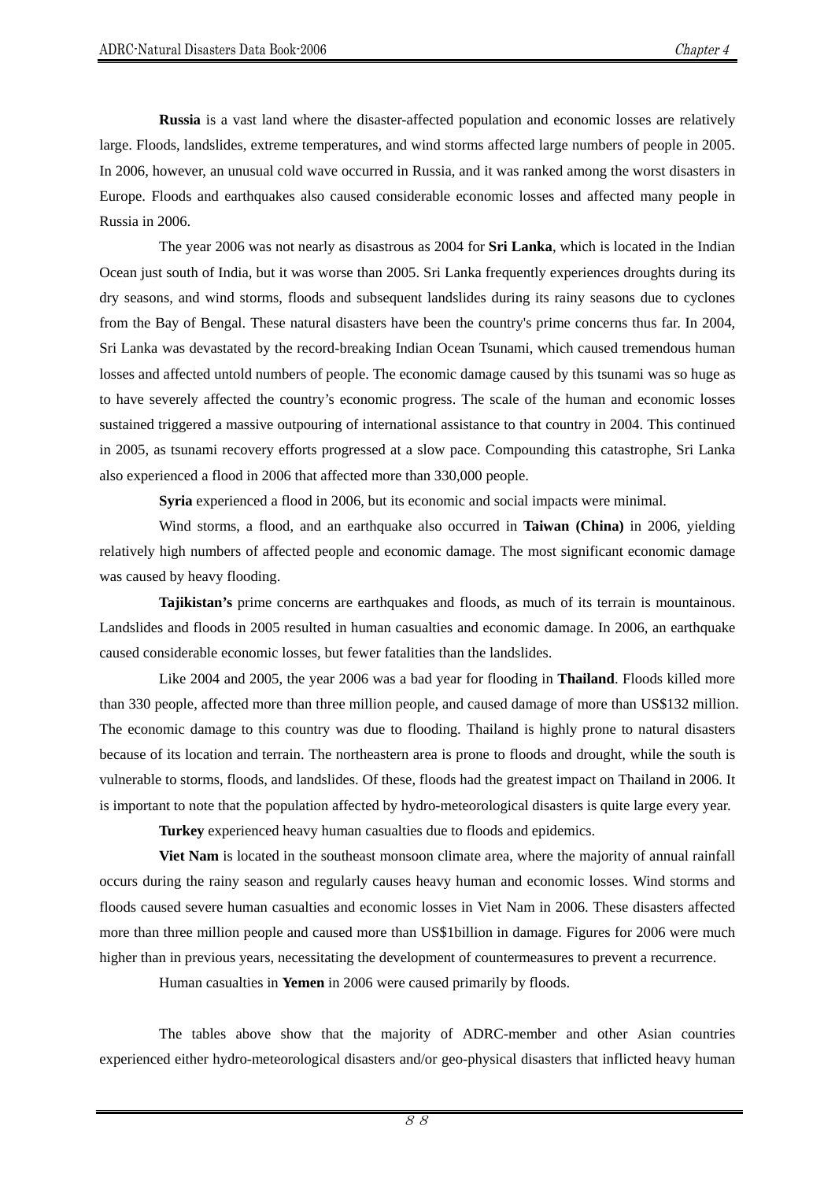**Russia** is a vast land where the disaster-affected population and economic losses are relatively large. Floods, landslides, extreme temperatures, and wind storms affected large numbers of people in 2005. In 2006, however, an unusual cold wave occurred in Russia, and it was ranked among the worst disasters in Europe. Floods and earthquakes also caused considerable economic losses and affected many people in Russia in 2006.

The year 2006 was not nearly as disastrous as 2004 for **Sri Lanka**, which is located in the Indian Ocean just south of India, but it was worse than 2005. Sri Lanka frequently experiences droughts during its dry seasons, and wind storms, floods and subsequent landslides during its rainy seasons due to cyclones from the Bay of Bengal. These natural disasters have been the country's prime concerns thus far. In 2004, Sri Lanka was devastated by the record-breaking Indian Ocean Tsunami, which caused tremendous human losses and affected untold numbers of people. The economic damage caused by this tsunami was so huge as to have severely affected the country's economic progress. The scale of the human and economic losses sustained triggered a massive outpouring of international assistance to that country in 2004. This continued in 2005, as tsunami recovery efforts progressed at a slow pace. Compounding this catastrophe, Sri Lanka also experienced a flood in 2006 that affected more than 330,000 people.

**Syria** experienced a flood in 2006, but its economic and social impacts were minimal.

Wind storms, a flood, and an earthquake also occurred in **Taiwan (China)** in 2006, yielding relatively high numbers of affected people and economic damage. The most significant economic damage was caused by heavy flooding.

**Tajikistan's** prime concerns are earthquakes and floods, as much of its terrain is mountainous. Landslides and floods in 2005 resulted in human casualties and economic damage. In 2006, an earthquake caused considerable economic losses, but fewer fatalities than the landslides.

Like 2004 and 2005, the year 2006 was a bad year for flooding in **Thailand**. Floods killed more than 330 people, affected more than three million people, and caused damage of more than US$132 million. The economic damage to this country was due to flooding. Thailand is highly prone to natural disasters because of its location and terrain. The northeastern area is prone to floods and drought, while the south is vulnerable to storms, floods, and landslides. Of these, floods had the greatest impact on Thailand in 2006. It is important to note that the population affected by hydro-meteorological disasters is quite large every year.

**Turkey** experienced heavy human casualties due to floods and epidemics.

**Viet Nam** is located in the southeast monsoon climate area, where the majority of annual rainfall occurs during the rainy season and regularly causes heavy human and economic losses. Wind storms and floods caused severe human casualties and economic losses in Viet Nam in 2006. These disasters affected more than three million people and caused more than US$1billion in damage. Figures for 2006 were much higher than in previous years, necessitating the development of countermeasures to prevent a recurrence.

Human casualties in **Yemen** in 2006 were caused primarily by floods.

The tables above show that the majority of ADRC-member and other Asian countries experienced either hydro-meteorological disasters and/or geo-physical disasters that inflicted heavy human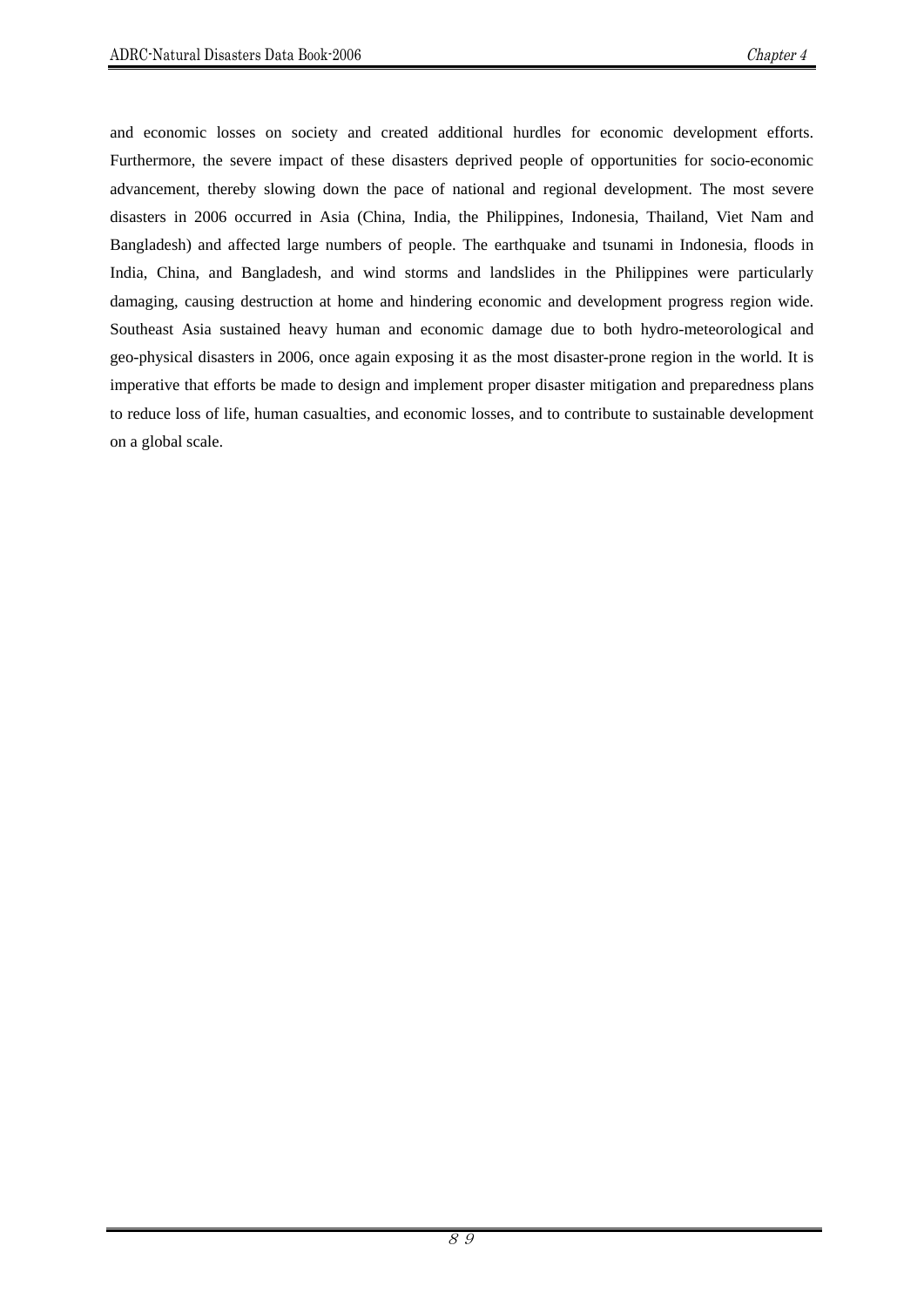and economic losses on society and created additional hurdles for economic development efforts. Furthermore, the severe impact of these disasters deprived people of opportunities for socio-economic advancement, thereby slowing down the pace of national and regional development. The most severe disasters in 2006 occurred in Asia (China, India, the Philippines, Indonesia, Thailand, Viet Nam and Bangladesh) and affected large numbers of people. The earthquake and tsunami in Indonesia, floods in India, China, and Bangladesh, and wind storms and landslides in the Philippines were particularly damaging, causing destruction at home and hindering economic and development progress region wide. Southeast Asia sustained heavy human and economic damage due to both hydro-meteorological and geo-physical disasters in 2006, once again exposing it as the most disaster-prone region in the world. It is imperative that efforts be made to design and implement proper disaster mitigation and preparedness plans to reduce loss of life, human casualties, and economic losses, and to contribute to sustainable development on a global scale.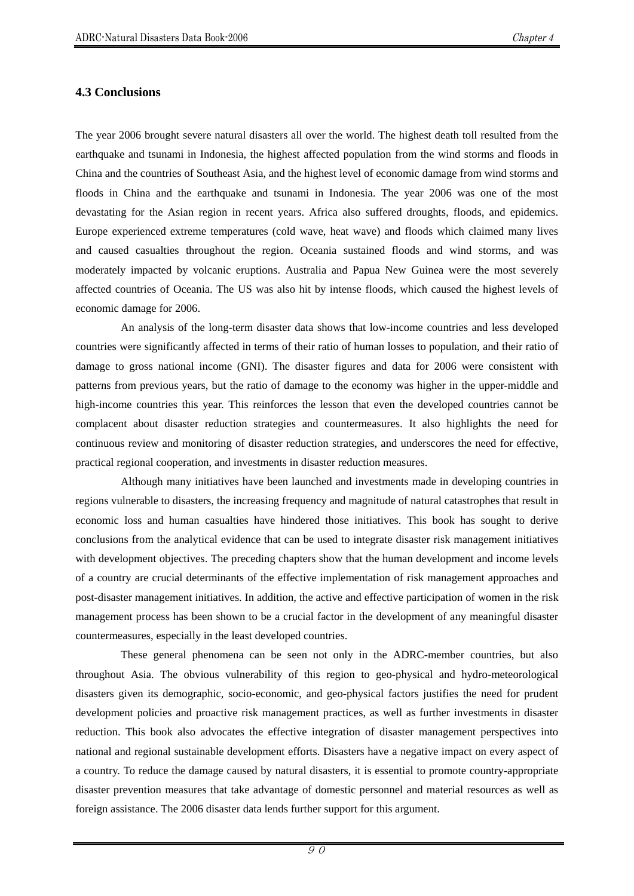### 4.3 Conclusions

The year 2006 brought severe natural disasters all over the world. The highest death toll resulted from the earthquake and tsunami in Indonesia, the highest affected population from the wind storms and floods in China and the countries of Southeast Asia, and the highest level of economic damage from wind storms and floods in China and the earthquake and tsunami in Indonesia. The year 2006 was one of the most devastating for the Asian region in recent years. Africa also suffered droughts, floods, and epidemics. Europe experienced extreme temperatures (cold wave, heat wave) and floods which claimed many lives and caused casualties throughout the region. Oceania sustained floods and wind storms, and was moderately impacted by volcanic eruptions. Australia and Papua New Guinea were the most severely affected countries of Oceania. The US was also hit by intense floods, which caused the highest levels of economic damage for 2006.

An analysis of the long-term disaster data shows that low-income countries and less developed countries were significantly affected in terms of their ratio of human losses to population, and their ratio of damage to gross national income (GNI). The disaster figures and data for 2006 were consistent with patterns from previous years, but the ratio of damage to the economy was higher in the upper-middle and high-income countries this year. This reinforces the lesson that even the developed countries cannot be complacent about disaster reduction strategies and countermeasures. It also highlights the need for continuous review and monitoring of disaster reduction strategies, and underscores the need for effective, practical regional cooperation, and investments in disaster reduction measures.

Although many initiatives have been launched and investments made in developing countries in regions vulnerable to disasters, the increasing frequency and magnitude of natural catastrophes that result in economic loss and human casualties have hindered those initiatives. This book has sought to derive conclusions from the analytical evidence that can be used to integrate disaster risk management initiatives with development objectives. The preceding chapters show that the human development and income levels of a country are crucial determinants of the effective implementation of risk management approaches and post-disaster management initiatives. In addition, the active and effective participation of women in the risk management process has been shown to be a crucial factor in the development of any meaningful disaster countermeasures, especially in the least developed countries.

These general phenomena can be seen not only in the ADRC-member countries, but also throughout Asia. The obvious vulnerability of this region to geo-physical and hydro-meteorological disasters given its demographic, socio-economic, and geo-physical factors justifies the need for prudent development policies and proactive risk management practices, as well as further investments in disaster reduction. This book also advocates the effective integration of disaster management perspectives into national and regional sustainable development efforts. Disasters have a negative impact on every aspect of a country. To reduce the damage caused by natural disasters, it is essential to promote country-appropriate disaster prevention measures that take advantage of domestic personnel and material resources as well as foreign assistance. The 2006 disaster data lends further support for this argument.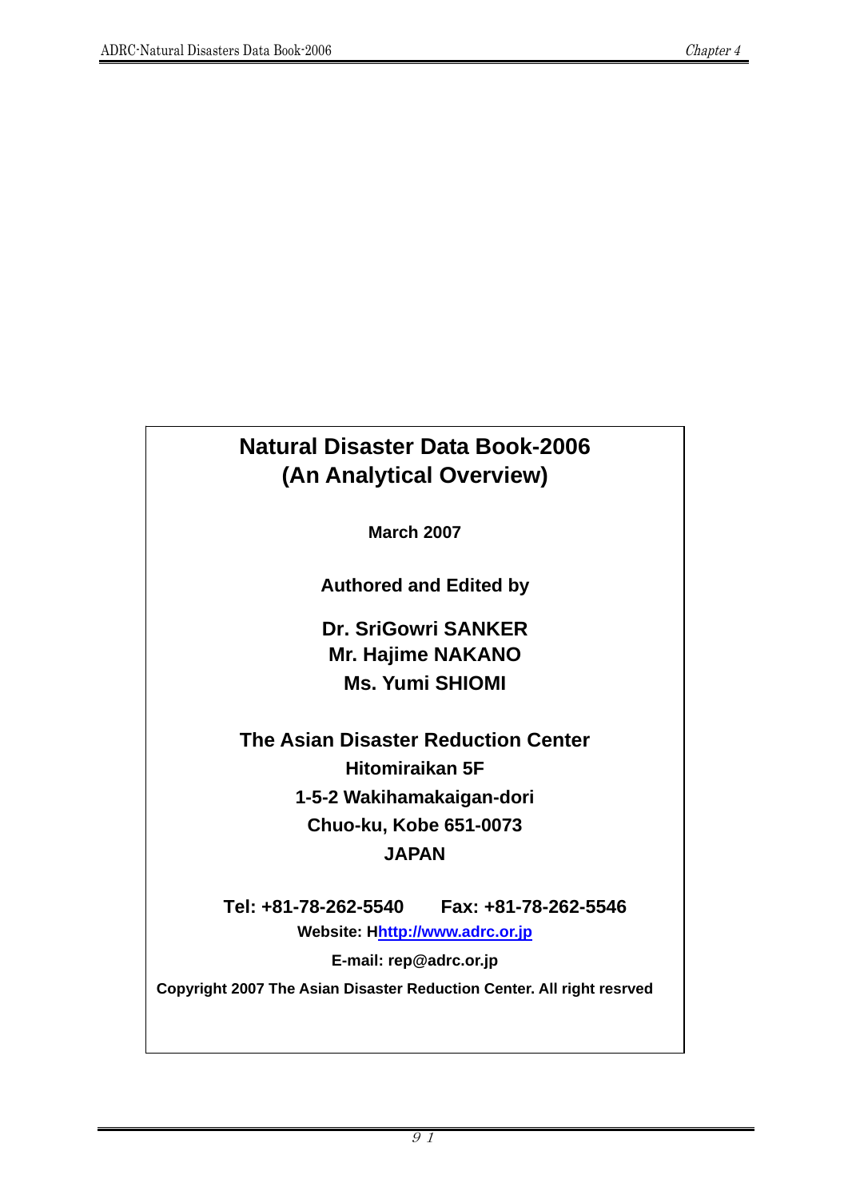# Natural Disaster Data Book-2006
# (An Analytical Overview)

**March 2007**

**Authored and Edited by**

**Dr. SriGowri SANKER**
**Mr. Hajime NAKANO**
**Ms. Yumi SHIOMI**

**The Asian Disaster Reduction Center**
**Hitomiraikan 5F**
**1-5-2 Wakihamakaigan-dori**
**Chuo-ku, Kobe 651-0073**
**JAPAN**

**Tel: +81-78-262-5540 Fax: +81-78-262-5546**

**Website: Hhttp://www.adrc.or.jp**

**E-mail: rep@adrc.or.jp**

**Copyright 2007 The Asian Disaster Reduction Center. All right resrved**